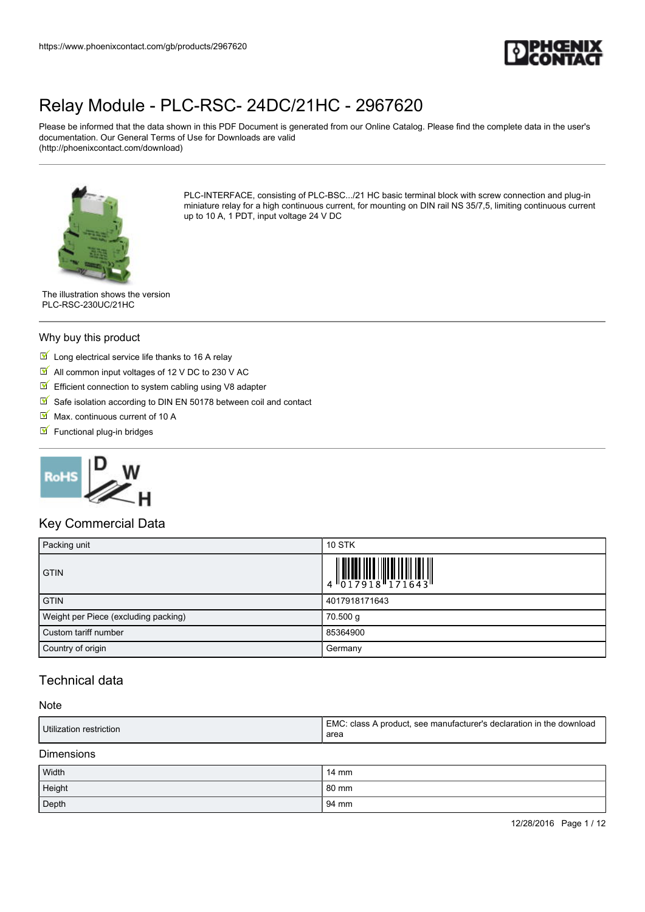# Relay Module - PLC-RSC- 24DC/21HC - 2967620

Please be informed that the data shown in this PDF Document is generated from our Online Catalog. Please find the complete data in the user's documentation. Our General Terms of Use for Downloads are valid (http://phoenixcontact.com/download)

PLC-INTERFACE, consisting of PLC-BSC.../21 HC basic terminal block with screw connection and plug-in miniature relay for a high continuous current, for mounting on DIN rail NS 35/7,5, limiting continuous current up to 10 A, 1 PDT, input voltage 24 V DC

The illustration shows the version PLC-RSC-230UC/21HC

## Why buy this product

- Long electrical service life thanks to 16 A relay
- All common input voltages of 12 V DC to 230 V AC
- Efficient connection to system cabling using V8 adapter
- Safe isolation according to DIN EN 50178 between coil and contact
- Max. continuous current of 10 A
- Functional plug-in bridges

## Key Commercial Data

| | |
|---|---|
| Packing unit | 10 STK |
| GTIN | 4 017918 171643 |
| GTIN | 4017918171643 |
| Weight per Piece (excluding packing) | 70.500 g |
| Custom tariff number | 85364900 |
| Country of origin | Germany |

## Technical data

### Note

| | |
|---|---|
| Utilization restriction | EMC: class A product, see manufacturer's declaration in the download area |

### Dimensions

| | |
|---|---|
| Width | 14 mm |
| Height | 80 mm |
| Depth | 94 mm |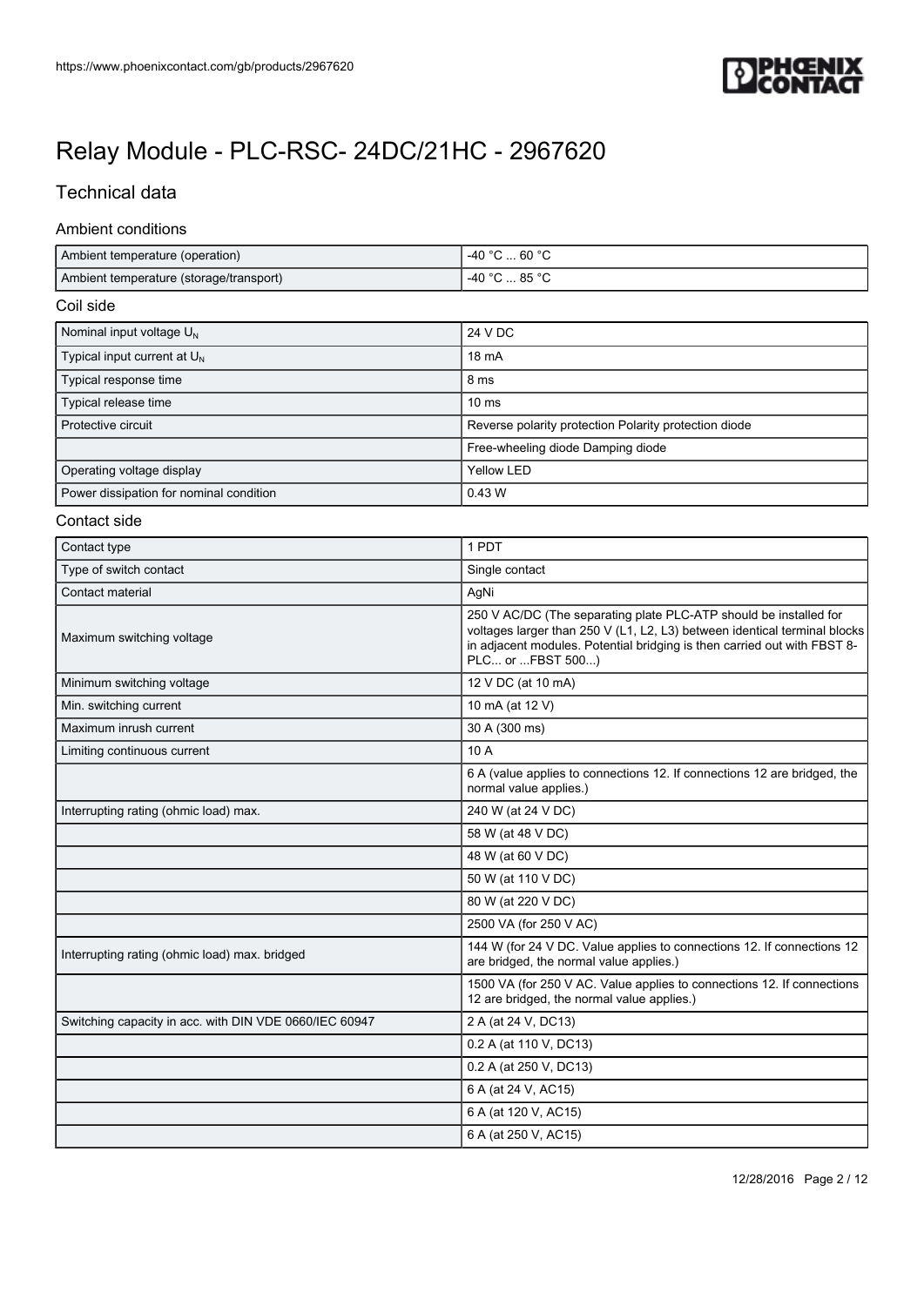# Relay Module - PLC-RSC- 24DC/21HC - 2967620

## Technical data

### Ambient conditions

| | |
|---|---|
| Ambient temperature (operation) | -40 °C ... 60 °C |
| Ambient temperature (storage/transport) | -40 °C ... 85 °C |

### Coil side

| | |
|---|---|
| Nominal input voltage $U_N$ | 24 V DC |
| Typical input current at $U_N$ | 18 mA |
| Typical response time | 8 ms |
| Typical release time | 10 ms |
| Protective circuit | Reverse polarity protection Polarity protection diode |
| | Free-wheeling diode Damping diode |
| Operating voltage display | Yellow LED |
| Power dissipation for nominal condition | 0.43 W |

### Contact side

| | |
|---|---|
| Contact type | 1 PDT |
| Type of switch contact | Single contact |
| Contact material | AgNi |
| Maximum switching voltage | 250 V AC/DC (The separating plate PLC-ATP should be installed for voltages larger than 250 V (L1, L2, L3) between identical terminal blocks in adjacent modules. Potential bridging is then carried out with FBST 8-PLC... or ...FBST 500...) |
| Minimum switching voltage | 12 V DC (at 10 mA) |
| Min. switching current | 10 mA (at 12 V) |
| Maximum inrush current | 30 A (300 ms) |
| Limiting continuous current | 10 A |
| | 6 A (value applies to connections 12. If connections 12 are bridged, the normal value applies.) |
| Interrupting rating (ohmic load) max. | 240 W (at 24 V DC) |
| | 58 W (at 48 V DC) |
| | 48 W (at 60 V DC) |
| | 50 W (at 110 V DC) |
| | 80 W (at 220 V DC) |
| | 2500 VA (for 250 V AC) |
| Interrupting rating (ohmic load) max. bridged | 144 W (for 24 V DC. Value applies to connections 12. If connections 12 are bridged, the normal value applies.) |
| | 1500 VA (for 250 V AC. Value applies to connections 12. If connections 12 are bridged, the normal value applies.) |
| Switching capacity in acc. with DIN VDE 0660/IEC 60947 | 2 A (at 24 V, DC13) |
| | 0.2 A (at 110 V, DC13) |
| | 0.2 A (at 250 V, DC13) |
| | 6 A (at 24 V, AC15) |
| | 6 A (at 120 V, AC15) |
| | 6 A (at 250 V, AC15) |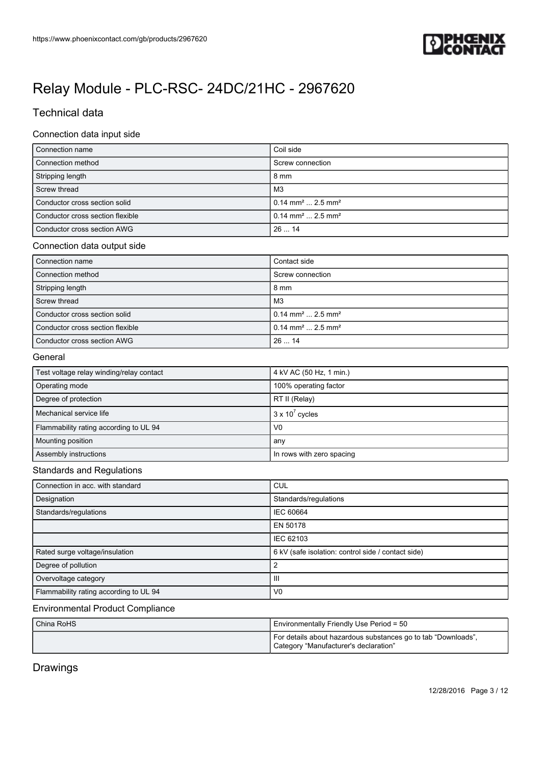# Relay Module - PLC-RSC- 24DC/21HC - 2967620

## Technical data

### Connection data input side

| | |
|---|---|
| Connection name | Coil side |
| Connection method | Screw connection |
| Stripping length | 8 mm |
| Screw thread | M3 |
| Conductor cross section solid | 0.14 mm² ... 2.5 mm² |
| Conductor cross section flexible | 0.14 mm² ... 2.5 mm² |
| Conductor cross section AWG | 26 ... 14 |

### Connection data output side

| | |
|---|---|
| Connection name | Contact side |
| Connection method | Screw connection |
| Stripping length | 8 mm |
| Screw thread | M3 |
| Conductor cross section solid | 0.14 mm² ... 2.5 mm² |
| Conductor cross section flexible | 0.14 mm² ... 2.5 mm² |
| Conductor cross section AWG | 26 ... 14 |

### General

| | |
|---|---|
| Test voltage relay winding/relay contact | 4 kV AC (50 Hz, 1 min.) |
| Operating mode | 100% operating factor |
| Degree of protection | RT II (Relay) |
| Mechanical service life | $3 \times 10^{7}$ cycles |
| Flammability rating according to UL 94 | V0 |
| Mounting position | any |
| Assembly instructions | In rows with zero spacing |

### Standards and Regulations

| | |
|---|---|
| Connection in acc. with standard | CUL |
| Designation | Standards/regulations |
| Standards/regulations | IEC 60664 |
| | EN 50178 |
| | IEC 62103 |
| Rated surge voltage/insulation | 6 kV (safe isolation: control side / contact side) |
| Degree of pollution | 2 |
| Overvoltage category | III |
| Flammability rating according to UL 94 | V0 |

### Environmental Product Compliance

| | |
|---|---|
| China RoHS | Environmentally Friendly Use Period = 50 |
| | For details about hazardous substances go to tab “Downloads”, Category “Manufacturer's declaration” |

## Drawings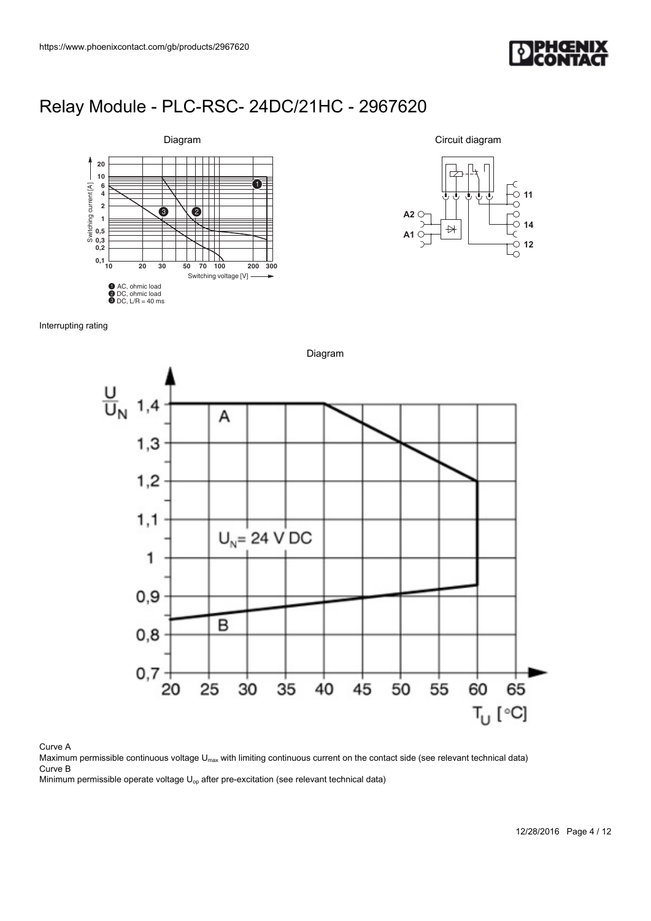# Relay Module - PLC-RSC- 24DC/21HC - 2967620

Diagram

Switching current [A]

Switching voltage [V]

1 AC, ohmic load
2 DC, ohmic load
3 DC, L/R = 40 ms

Circuit diagram

Interrupting rating

Diagram

Curve A

Maximum permissible continuous voltage $U_{max}$ with limiting continuous current on the contact side (see relevant technical data)

Curve B

Minimum permissible operate voltage $U_{op}$ after pre-excitation (see relevant technical data)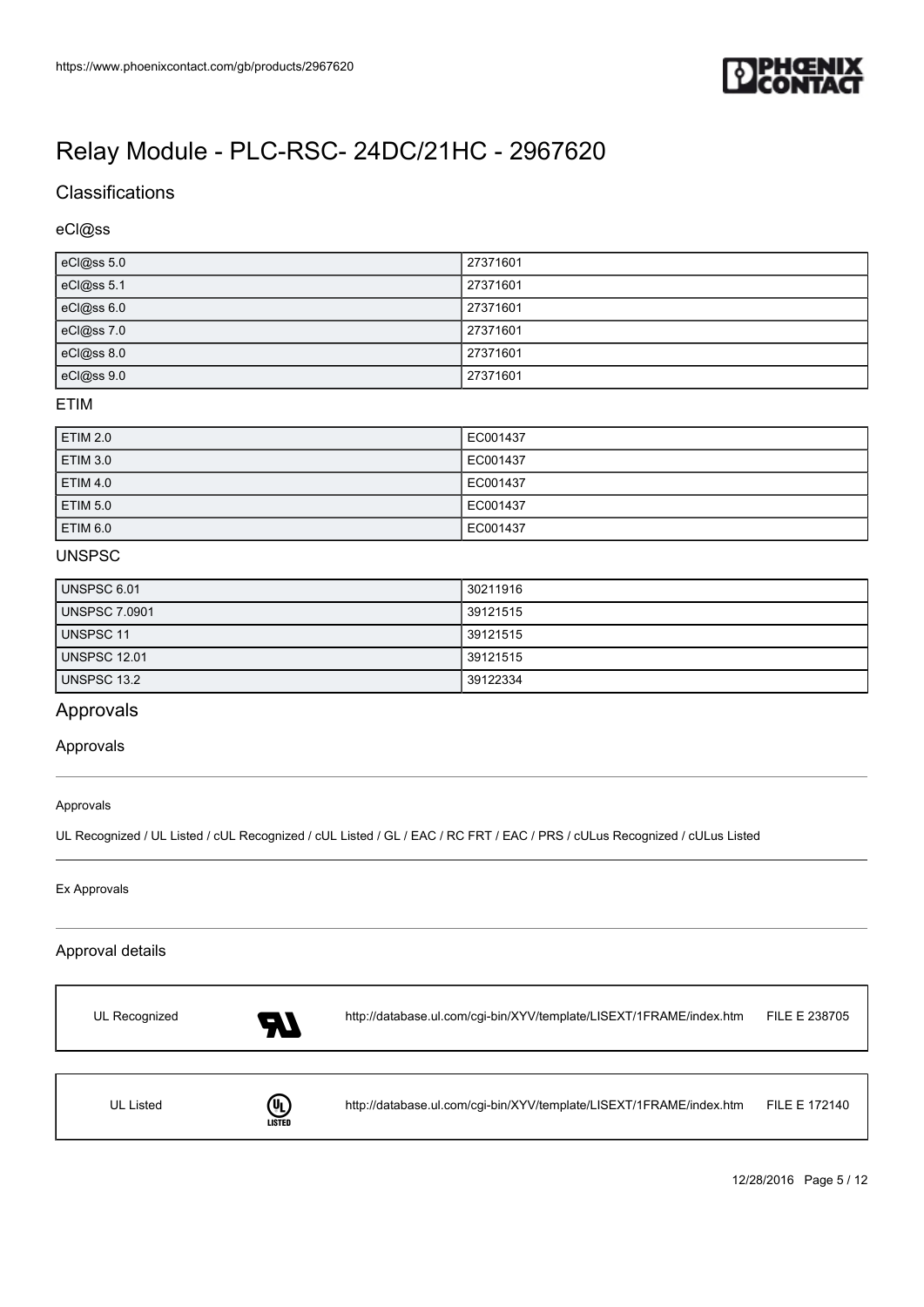# Relay Module - PLC-RSC- 24DC/21HC - 2967620

## Classifications

### eCl@ss

| eCl@ss 5.0 | 27371601 |
|---|---|
| eCl@ss 5.1 | 27371601 |
| eCl@ss 6.0 | 27371601 |
| eCl@ss 7.0 | 27371601 |
| eCl@ss 8.0 | 27371601 |
| eCl@ss 9.0 | 27371601 |

### ETIM

| ETIM 2.0 | EC001437 |
|---|---|
| ETIM 3.0 | EC001437 |
| ETIM 4.0 | EC001437 |
| ETIM 5.0 | EC001437 |
| ETIM 6.0 | EC001437 |

### UNSPSC

| UNSPSC 6.01 | 30211916 |
|---|---|
| UNSPSC 7.0901 | 39121515 |
| UNSPSC 11 | 39121515 |
| UNSPSC 12.01 | 39121515 |
| UNSPSC 13.2 | 39122334 |

## Approvals

### Approvals

Approvals

UL Recognized / UL Listed / cUL Recognized / cUL Listed / GL / EAC / RC FRT / EAC / PRS / cULus Recognized / cULus Listed

Ex Approvals

### Approval details

| UL Recognized | | http://database.ul.com/cgi-bin/XYV/template/LISEXT/1FRAME/index.htm | FILE E 238705 |
|---|---|---|---|

| UL Listed | | http://database.ul.com/cgi-bin/XYV/template/LISEXT/1FRAME/index.htm | FILE E 172140 |
|---|---|---|---|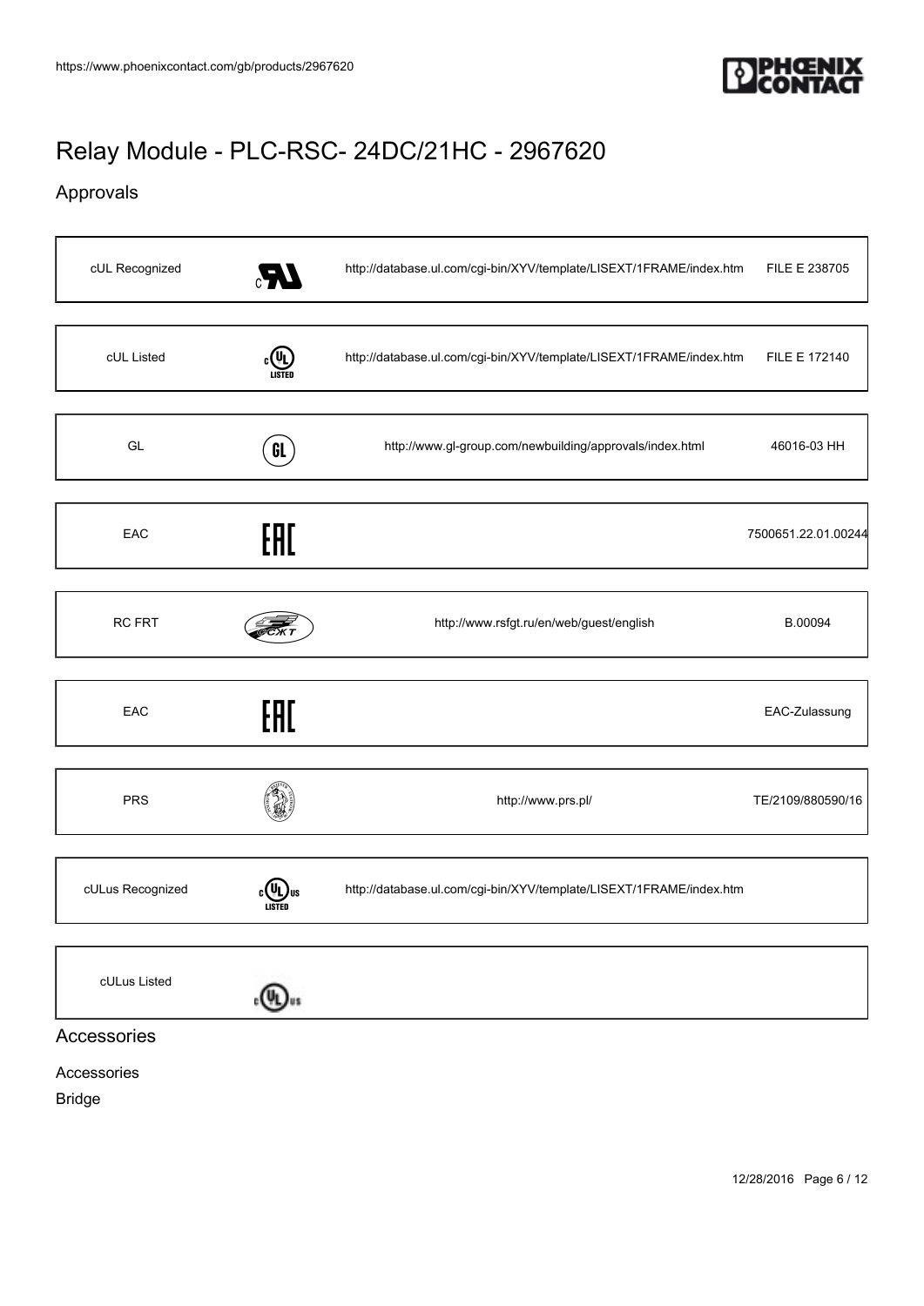# Relay Module - PLC-RSC- 24DC/21HC - 2967620

## Approvals

| | | | |
|---|---|---|---|
| cUL Recognized | | http://database.ul.com/cgi-bin/XYV/template/LISEXT/1FRAME/index.htm | FILE E 238705 |
| cUL Listed | | http://database.ul.com/cgi-bin/XYV/template/LISEXT/1FRAME/index.htm | FILE E 172140 |
| GL | | http://www.gl-group.com/newbuilding/approvals/index.html | 46016-03 HH |
| EAC | | | 7500651.22.01.00244 |
| RC FRT | | http://www.rsfgt.ru/en/web/guest/english | B.00094 |
| EAC | | | EAC-Zulassung |
| PRS | | http://www.prs.pl/ | TE/2109/880590/16 |
| cULus Recognized | | http://database.ul.com/cgi-bin/XYV/template/LISEXT/1FRAME/index.htm | |
| cULus Listed | | | |

## Accessories

Accessories

Bridge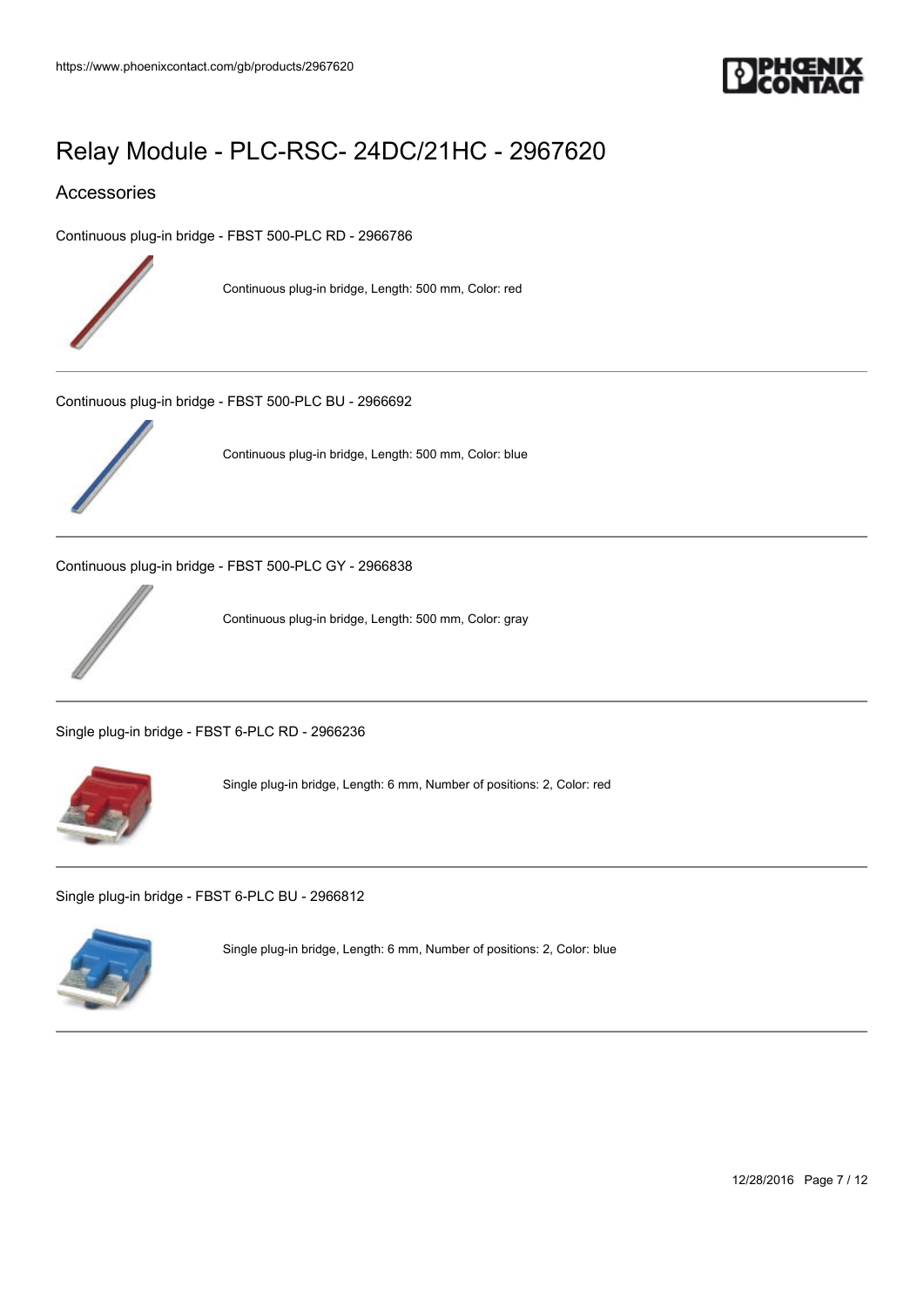# Relay Module - PLC-RSC- 24DC/21HC - 2967620

## Accessories

Continuous plug-in bridge - FBST 500-PLC RD - 2966786

Continuous plug-in bridge, Length: 500 mm, Color: red

---

Continuous plug-in bridge - FBST 500-PLC BU - 2966692

Continuous plug-in bridge, Length: 500 mm, Color: blue

---

Continuous plug-in bridge - FBST 500-PLC GY - 2966838

Continuous plug-in bridge, Length: 500 mm, Color: gray

---

Single plug-in bridge - FBST 6-PLC RD - 2966236

Single plug-in bridge, Length: 6 mm, Number of positions: 2, Color: red

---

Single plug-in bridge - FBST 6-PLC BU - 2966812

Single plug-in bridge, Length: 6 mm, Number of positions: 2, Color: blue

---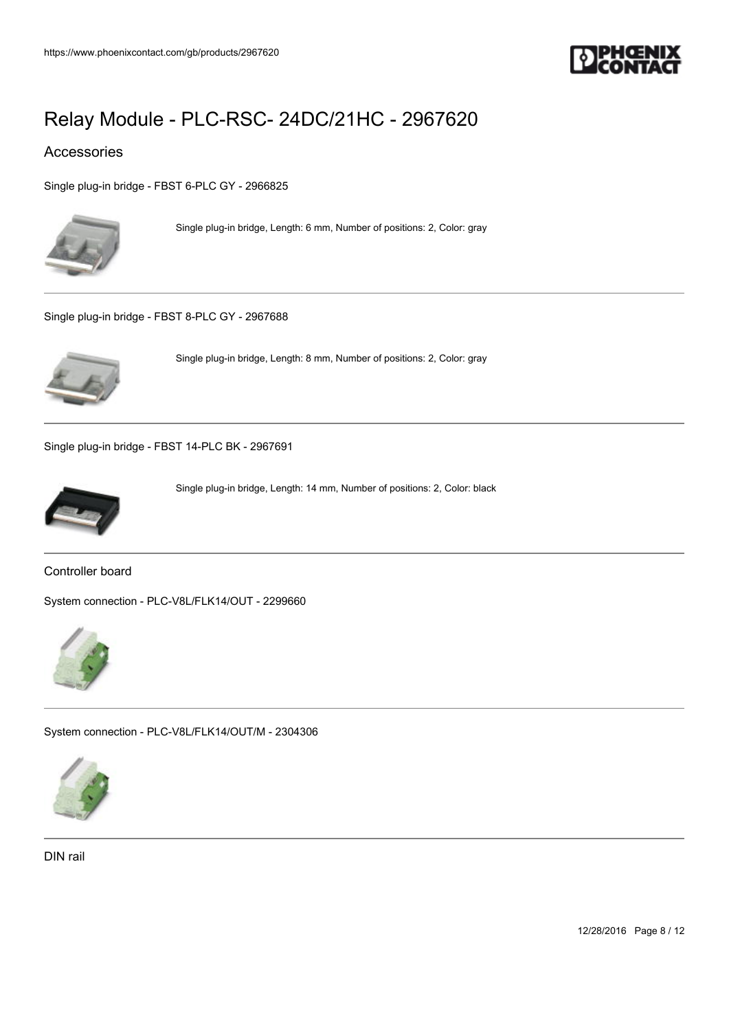# Relay Module - PLC-RSC- 24DC/21HC - 2967620

## Accessories

Single plug-in bridge - FBST 6-PLC GY - 2966825

Single plug-in bridge, Length: 6 mm, Number of positions: 2, Color: gray

---

Single plug-in bridge - FBST 8-PLC GY - 2967688

Single plug-in bridge, Length: 8 mm, Number of positions: 2, Color: gray

---

Single plug-in bridge - FBST 14-PLC BK - 2967691

Single plug-in bridge, Length: 14 mm, Number of positions: 2, Color: black

---

### Controller board

System connection - PLC-V8L/FLK14/OUT - 2299660

---

System connection - PLC-V8L/FLK14/OUT/M - 2304306

---

### DIN rail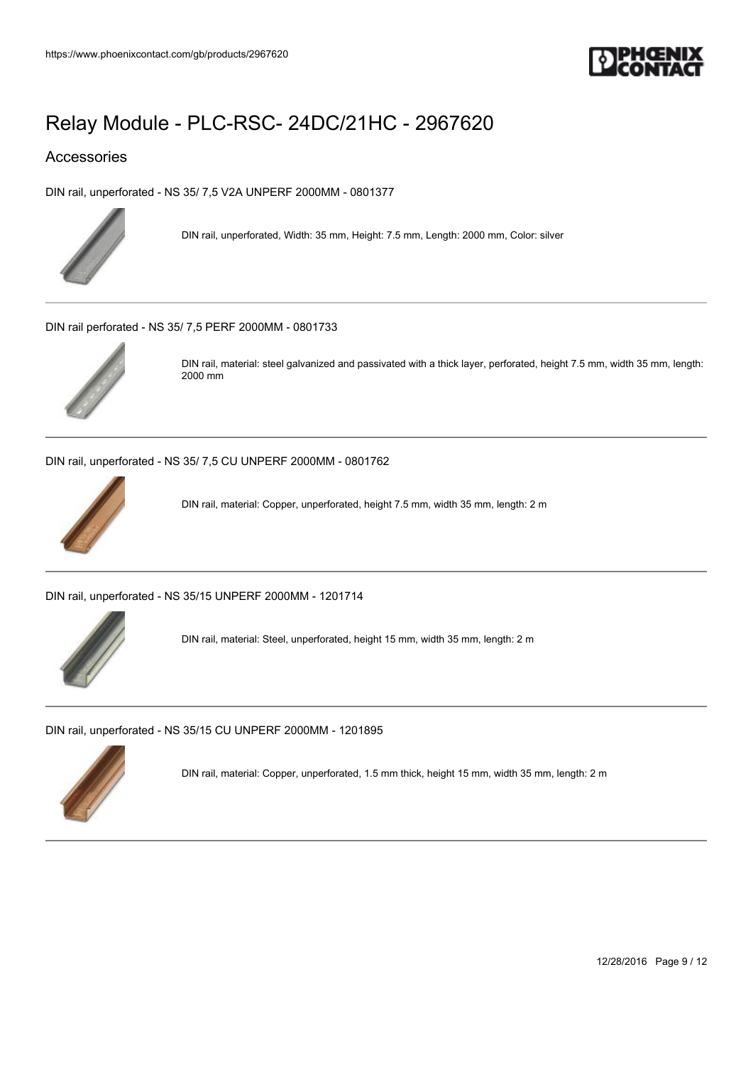# Relay Module - PLC-RSC- 24DC/21HC - 2967620

## Accessories

DIN rail, unperforated - NS 35/ 7,5 V2A UNPERF 2000MM - 0801377

DIN rail, unperforated, Width: 35 mm, Height: 7.5 mm, Length: 2000 mm, Color: silver

---

DIN rail perforated - NS 35/ 7,5 PERF 2000MM - 0801733

DIN rail, material: steel galvanized and passivated with a thick layer, perforated, height 7.5 mm, width 35 mm, length: 2000 mm

---

DIN rail, unperforated - NS 35/ 7,5 CU UNPERF 2000MM - 0801762

DIN rail, material: Copper, unperforated, height 7.5 mm, width 35 mm, length: 2 m

---

DIN rail, unperforated - NS 35/15 UNPERF 2000MM - 1201714

DIN rail, material: Steel, unperforated, height 15 mm, width 35 mm, length: 2 m

---

DIN rail, unperforated - NS 35/15 CU UNPERF 2000MM - 1201895

DIN rail, material: Copper, unperforated, 1.5 mm thick, height 15 mm, width 35 mm, length: 2 m

---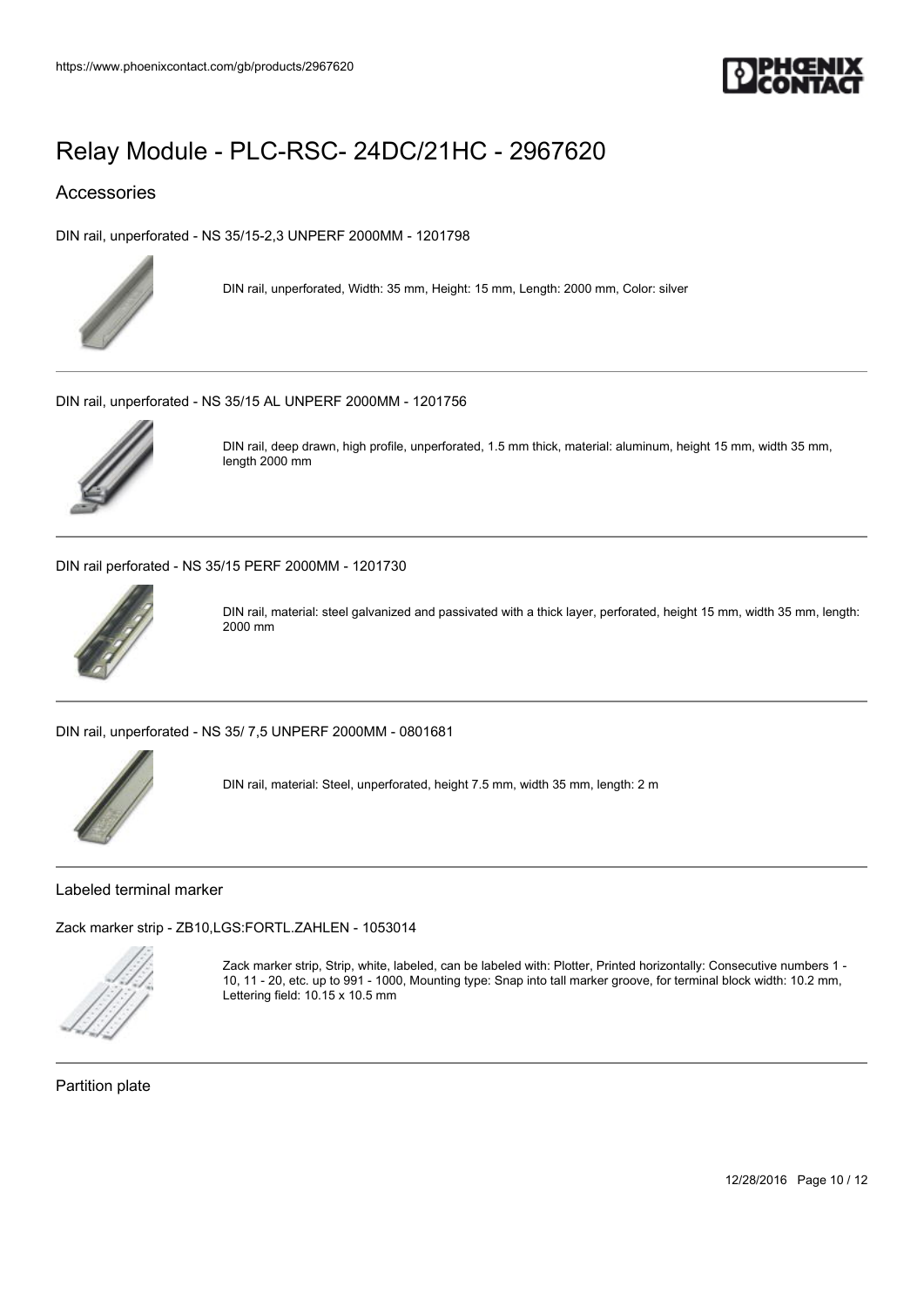# Relay Module - PLC-RSC- 24DC/21HC - 2967620

## Accessories

DIN rail, unperforated - NS 35/15-2,3 UNPERF 2000MM - 1201798

DIN rail, unperforated, Width: 35 mm, Height: 15 mm, Length: 2000 mm, Color: silver

---

DIN rail, unperforated - NS 35/15 AL UNPERF 2000MM - 1201756

DIN rail, deep drawn, high profile, unperforated, 1.5 mm thick, material: aluminum, height 15 mm, width 35 mm, length 2000 mm

---

DIN rail perforated - NS 35/15 PERF 2000MM - 1201730

DIN rail, material: steel galvanized and passivated with a thick layer, perforated, height 15 mm, width 35 mm, length: 2000 mm

---

DIN rail, unperforated - NS 35/ 7,5 UNPERF 2000MM - 0801681

DIN rail, material: Steel, unperforated, height 7.5 mm, width 35 mm, length: 2 m

---

### Labeled terminal marker

Zack marker strip - ZB10,LGS:FORTL.ZAHLEN - 1053014

Zack marker strip, Strip, white, labeled, can be labeled with: Plotter, Printed horizontally: Consecutive numbers 1 - 10, 11 - 20, etc. up to 991 - 1000, Mounting type: Snap into tall marker groove, for terminal block width: 10.2 mm, Lettering field: 10.15 x 10.5 mm

---

### Partition plate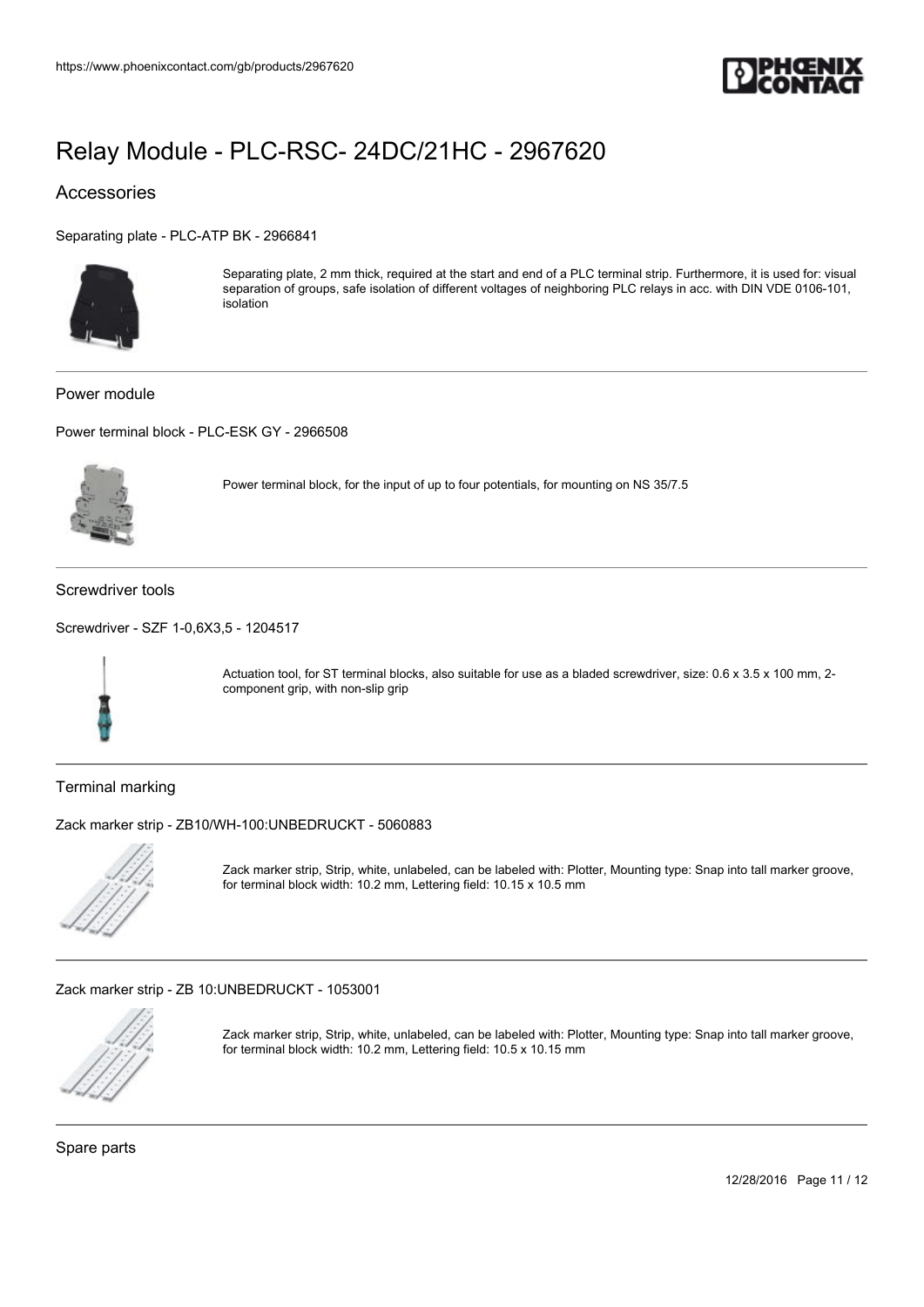# Relay Module - PLC-RSC- 24DC/21HC - 2967620

## Accessories

Separating plate - PLC-ATP BK - 2966841

Separating plate, 2 mm thick, required at the start and end of a PLC terminal strip. Furthermore, it is used for: visual separation of groups, safe isolation of different voltages of neighboring PLC relays in acc. with DIN VDE 0106-101, isolation

---

### Power module

Power terminal block - PLC-ESK GY - 2966508

Power terminal block, for the input of up to four potentials, for mounting on NS 35/7.5

---

### Screwdriver tools

Screwdriver - SZF 1-0,6X3,5 - 1204517

Actuation tool, for ST terminal blocks, also suitable for use as a bladed screwdriver, size: 0.6 x 3.5 x 100 mm, 2-component grip, with non-slip grip

---

### Terminal marking

Zack marker strip - ZB10/WH-100:UNBEDRUCKT - 5060883

Zack marker strip, Strip, white, unlabeled, can be labeled with: Plotter, Mounting type: Snap into tall marker groove, for terminal block width: 10.2 mm, Lettering field: 10.15 x 10.5 mm

---

Zack marker strip - ZB 10:UNBEDRUCKT - 1053001

Zack marker strip, Strip, white, unlabeled, can be labeled with: Plotter, Mounting type: Snap into tall marker groove, for terminal block width: 10.2 mm, Lettering field: 10.5 x 10.15 mm

---

### Spare parts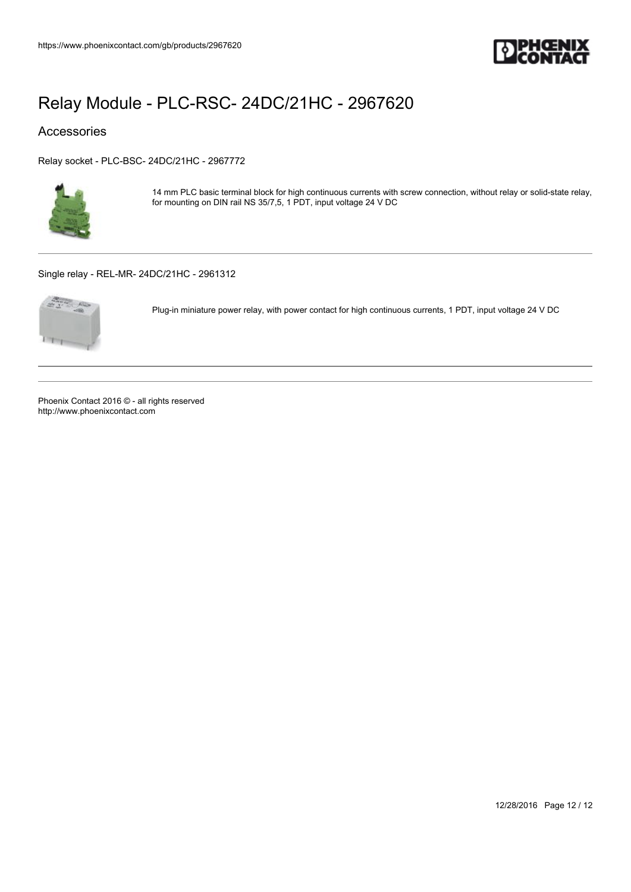# Relay Module - PLC-RSC- 24DC/21HC - 2967620

## Accessories

Relay socket - PLC-BSC- 24DC/21HC - 2967772

14 mm PLC basic terminal block for high continuous currents with screw connection, without relay or solid-state relay, for mounting on DIN rail NS 35/7,5, 1 PDT, input voltage 24 V DC

---

Single relay - REL-MR- 24DC/21HC - 2961312

Plug-in miniature power relay, with power contact for high continuous currents, 1 PDT, input voltage 24 V DC

---

Phoenix Contact 2016 © - all rights reserved
http://www.phoenixcontact.com